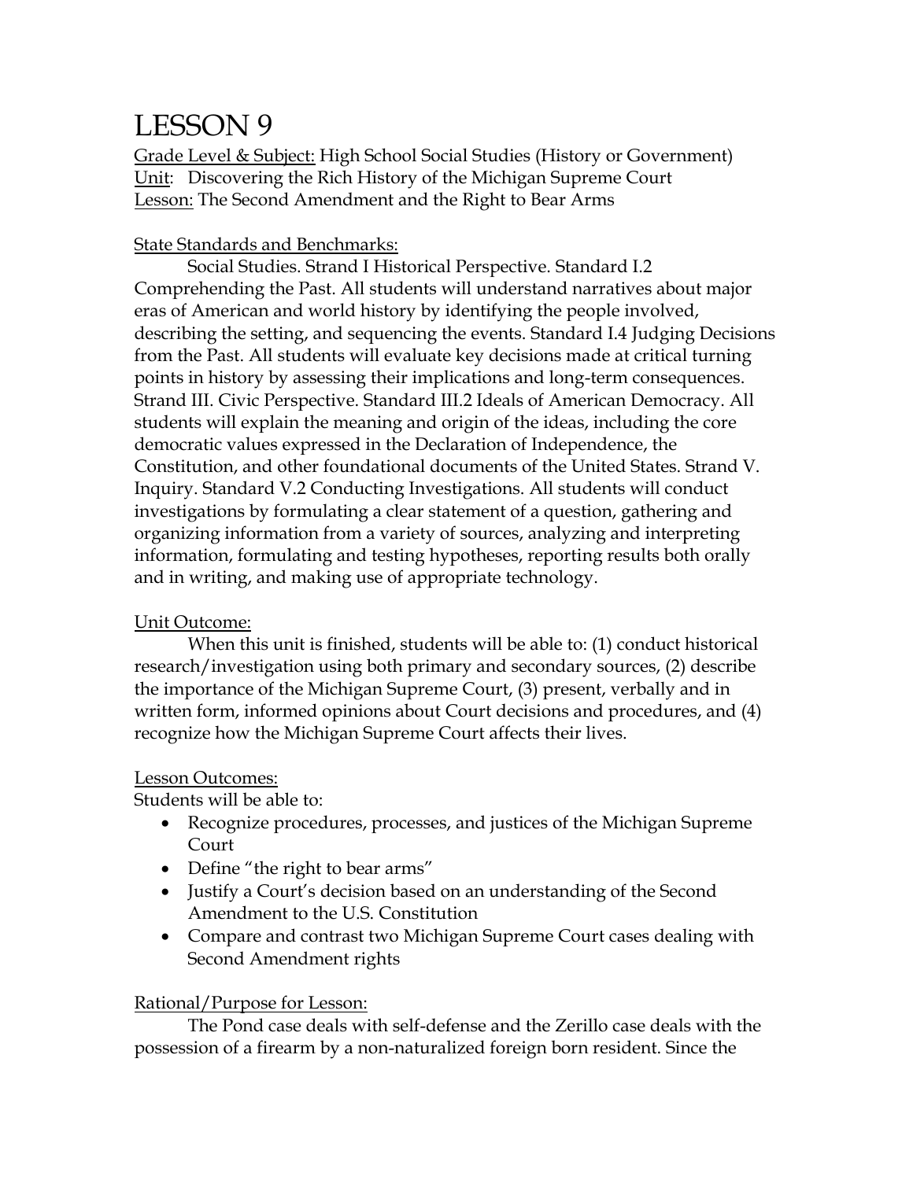# LESSON 9

<u>Grade Level & Subject:</u> High School Social Studies (History or Government)
<u>Unit</u>: Discovering the Rich History of the Michigan Supreme Court
<u>Lesson:</u> The Second Amendment and the Right to Bear Arms

<u>State Standards and Benchmarks:</u>

Social Studies. Strand I Historical Perspective. Standard I.2 Comprehending the Past. All students will understand narratives about major eras of American and world history by identifying the people involved, describing the setting, and sequencing the events. Standard I.4 Judging Decisions from the Past. All students will evaluate key decisions made at critical turning points in history by assessing their implications and long-term consequences. Strand III. Civic Perspective. Standard III.2 Ideals of American Democracy. All students will explain the meaning and origin of the ideas, including the core democratic values expressed in the Declaration of Independence, the Constitution, and other foundational documents of the United States. Strand V. Inquiry. Standard V.2 Conducting Investigations. All students will conduct investigations by formulating a clear statement of a question, gathering and organizing information from a variety of sources, analyzing and interpreting information, formulating and testing hypotheses, reporting results both orally and in writing, and making use of appropriate technology.

<u>Unit Outcome:</u>

When this unit is finished, students will be able to: (1) conduct historical research/investigation using both primary and secondary sources, (2) describe the importance of the Michigan Supreme Court, (3) present, verbally and in written form, informed opinions about Court decisions and procedures, and (4) recognize how the Michigan Supreme Court affects their lives.

<u>Lesson Outcomes:</u>

Students will be able to:

- Recognize procedures, processes, and justices of the Michigan Supreme Court
- Define "the right to bear arms"
- Justify a Court's decision based on an understanding of the Second Amendment to the U.S. Constitution
- Compare and contrast two Michigan Supreme Court cases dealing with Second Amendment rights

<u>Rational/Purpose for Lesson:</u>

The Pond case deals with self-defense and the Zerillo case deals with the possession of a firearm by a non-naturalized foreign born resident. Since the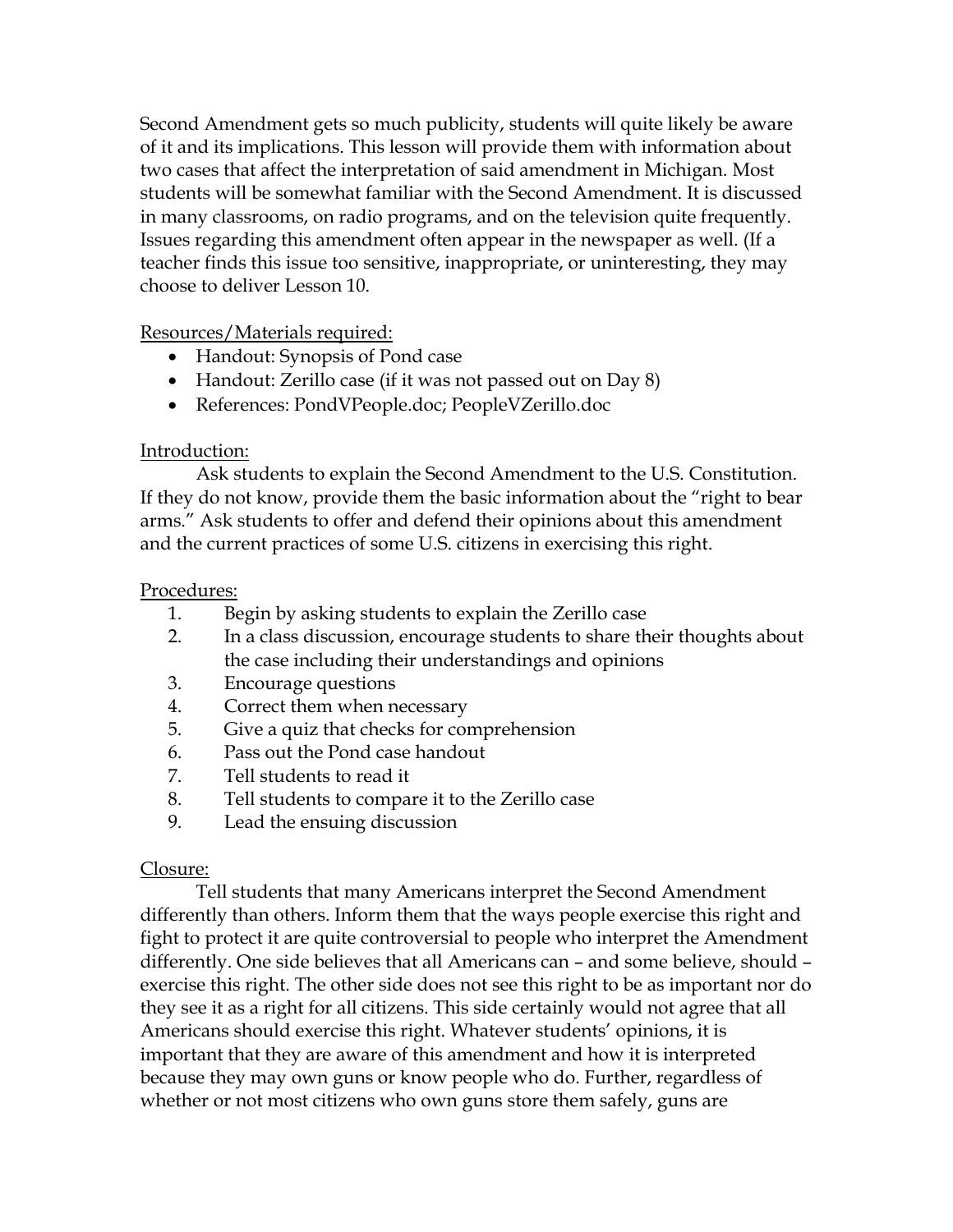Second Amendment gets so much publicity, students will quite likely be aware of it and its implications. This lesson will provide them with information about two cases that affect the interpretation of said amendment in Michigan. Most students will be somewhat familiar with the Second Amendment. It is discussed in many classrooms, on radio programs, and on the television quite frequently. Issues regarding this amendment often appear in the newspaper as well. (If a teacher finds this issue too sensitive, inappropriate, or uninteresting, they may choose to deliver Lesson 10.

<u>Resources/Materials required:</u>

- Handout: Synopsis of Pond case
- Handout: Zerillo case (if it was not passed out on Day 8)
- References: PondVPeople.doc; PeopleVZerillo.doc

<u>Introduction:</u>

Ask students to explain the Second Amendment to the U.S. Constitution. If they do not know, provide them the basic information about the "right to bear arms." Ask students to offer and defend their opinions about this amendment and the current practices of some U.S. citizens in exercising this right.

<u>Procedures:</u>

1. Begin by asking students to explain the Zerillo case
2. In a class discussion, encourage students to share their thoughts about the case including their understandings and opinions
3. Encourage questions
4. Correct them when necessary
5. Give a quiz that checks for comprehension
6. Pass out the Pond case handout
7. Tell students to read it
8. Tell students to compare it to the Zerillo case
9. Lead the ensuing discussion

<u>Closure:</u>

Tell students that many Americans interpret the Second Amendment differently than others. Inform them that the ways people exercise this right and fight to protect it are quite controversial to people who interpret the Amendment differently. One side believes that all Americans can – and some believe, should – exercise this right. The other side does not see this right to be as important nor do they see it as a right for all citizens. This side certainly would not agree that all Americans should exercise this right. Whatever students' opinions, it is important that they are aware of this amendment and how it is interpreted because they may own guns or know people who do. Further, regardless of whether or not most citizens who own guns store them safely, guns are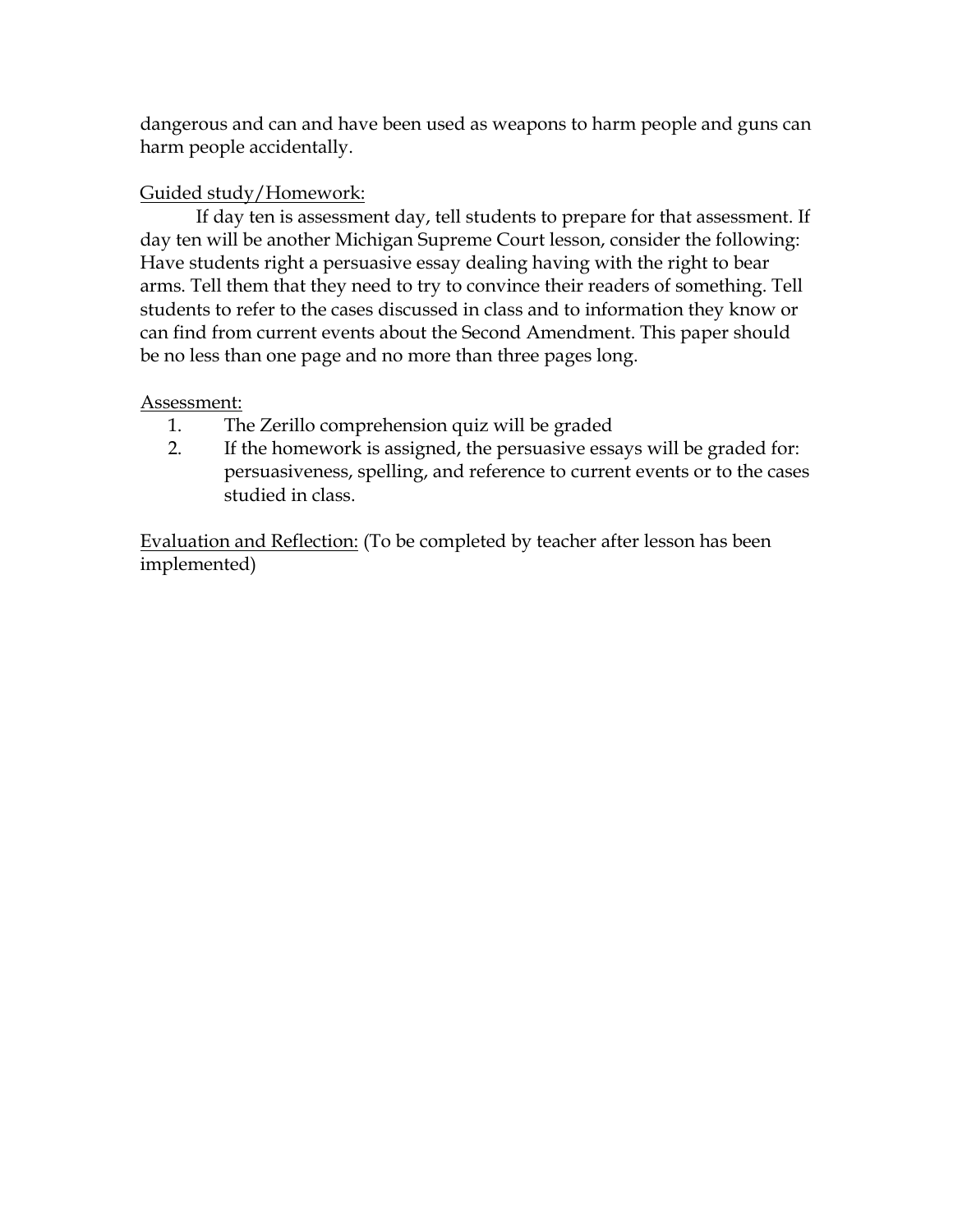dangerous and can and have been used as weapons to harm people and guns can harm people accidentally.

Guided study/Homework:

If day ten is assessment day, tell students to prepare for that assessment. If day ten will be another Michigan Supreme Court lesson, consider the following: Have students right a persuasive essay dealing having with the right to bear arms. Tell them that they need to try to convince their readers of something. Tell students to refer to the cases discussed in class and to information they know or can find from current events about the Second Amendment. This paper should be no less than one page and no more than three pages long.

Assessment:

1. The Zerillo comprehension quiz will be graded
2. If the homework is assigned, the persuasive essays will be graded for: persuasiveness, spelling, and reference to current events or to the cases studied in class.

Evaluation and Reflection: (To be completed by teacher after lesson has been implemented)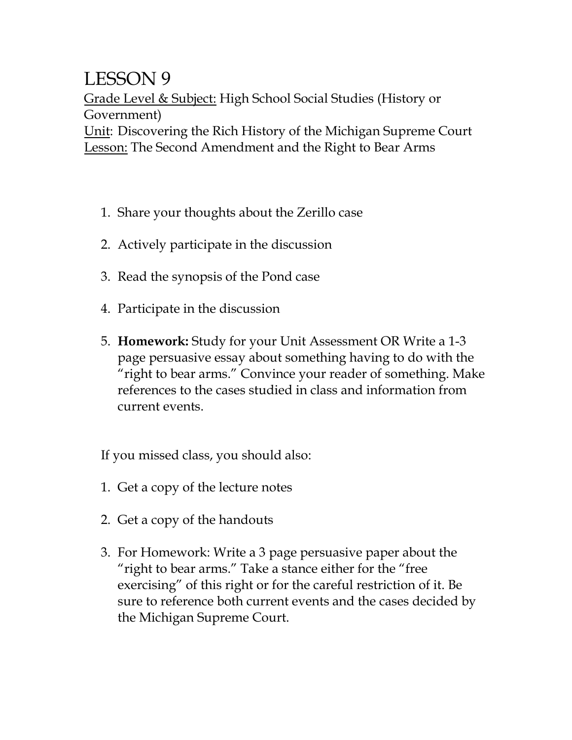# LESSON 9

Grade Level & Subject: High School Social Studies (History or Government)

Unit: Discovering the Rich History of the Michigan Supreme Court

Lesson: The Second Amendment and the Right to Bear Arms

1. Share your thoughts about the Zerillo case
2. Actively participate in the discussion
3. Read the synopsis of the Pond case
4. Participate in the discussion
5. **Homework:** Study for your Unit Assessment OR Write a 1-3 page persuasive essay about something having to do with the "right to bear arms." Convince your reader of something. Make references to the cases studied in class and information from current events.

If you missed class, you should also:

1. Get a copy of the lecture notes
2. Get a copy of the handouts
3. For Homework: Write a 3 page persuasive paper about the "right to bear arms." Take a stance either for the "free exercising" of this right or for the careful restriction of it. Be sure to reference both current events and the cases decided by the Michigan Supreme Court.